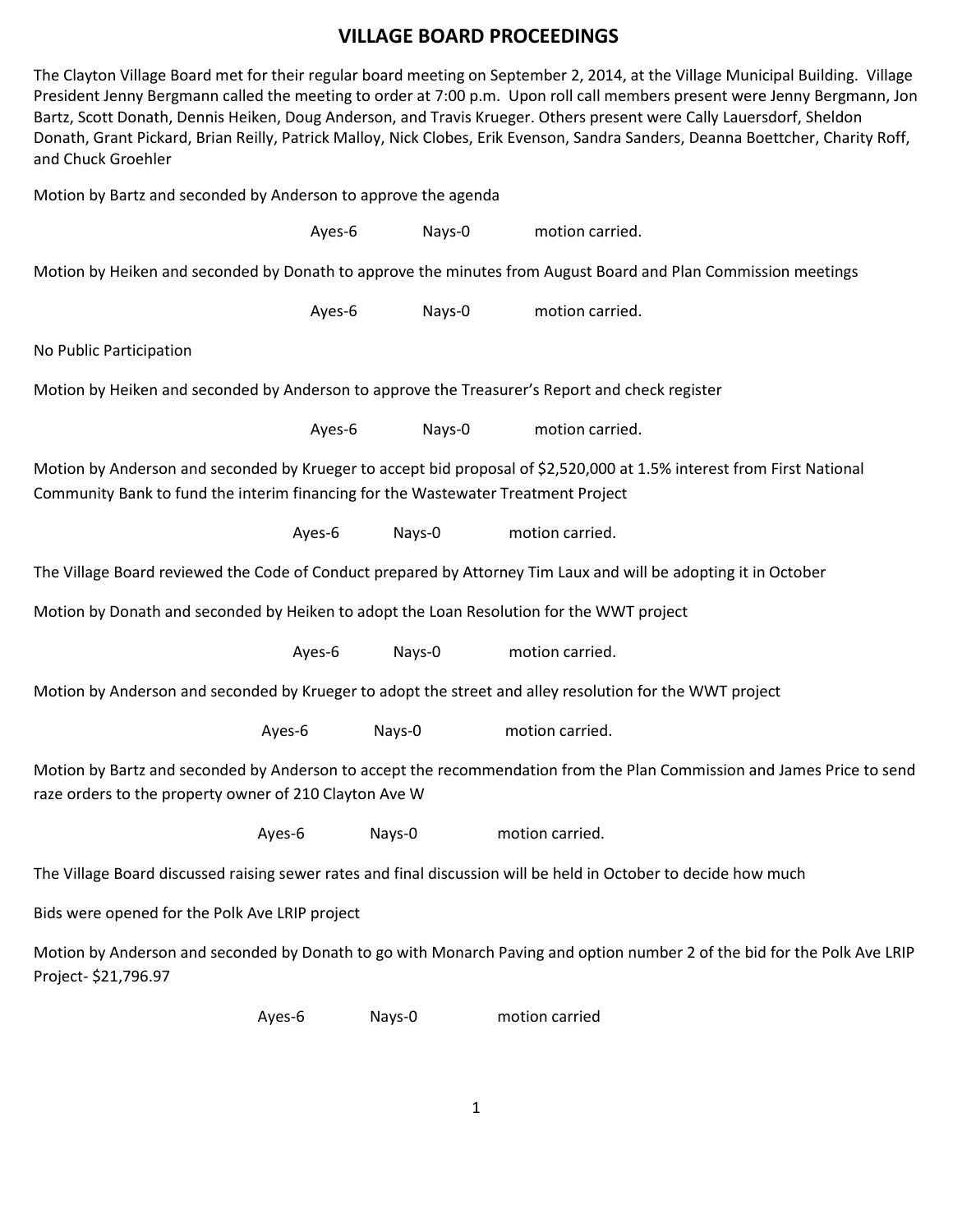# VILLAGE BOARD PROCEEDINGS

The Clayton Village Board met for their regular board meeting on September 2, 2014, at the Village Municipal Building. Village President Jenny Bergmann called the meeting to order at 7:00 p.m. Upon roll call members present were Jenny Bergmann, Jon Bartz, Scott Donath, Dennis Heiken, Doug Anderson, and Travis Krueger. Others present were Cally Lauersdorf, Sheldon Donath, Grant Pickard, Brian Reilly, Patrick Malloy, Nick Clobes, Erik Evenson, Sandra Sanders, Deanna Boettcher, Charity Roff, and Chuck Groehler

Motion by Bartz and seconded by Anderson to approve the agenda

Ayes-6 Nays-0 motion carried.

Motion by Heiken and seconded by Donath to approve the minutes from August Board and Plan Commission meetings

Ayes-6 Nays-0 motion carried.

No Public Participation

Motion by Heiken and seconded by Anderson to approve the Treasurer's Report and check register

Ayes-6 Nays-0 motion carried.

Motion by Anderson and seconded by Krueger to accept bid proposal of $2,520,000 at 1.5% interest from First National Community Bank to fund the interim financing for the Wastewater Treatment Project

Ayes-6 Nays-0 motion carried.

The Village Board reviewed the Code of Conduct prepared by Attorney Tim Laux and will be adopting it in October

Motion by Donath and seconded by Heiken to adopt the Loan Resolution for the WWT project

Ayes-6 Nays-0 motion carried.

Motion by Anderson and seconded by Krueger to adopt the street and alley resolution for the WWT project

Ayes-6 Nays-0 motion carried.

Motion by Bartz and seconded by Anderson to accept the recommendation from the Plan Commission and James Price to send raze orders to the property owner of 210 Clayton Ave W

Ayes-6 Nays-0 motion carried.

The Village Board discussed raising sewer rates and final discussion will be held in October to decide how much

Bids were opened for the Polk Ave LRIP project

Motion by Anderson and seconded by Donath to go with Monarch Paving and option number 2 of the bid for the Polk Ave LRIP Project- $21,796.97

Ayes-6 Nays-0 motion carried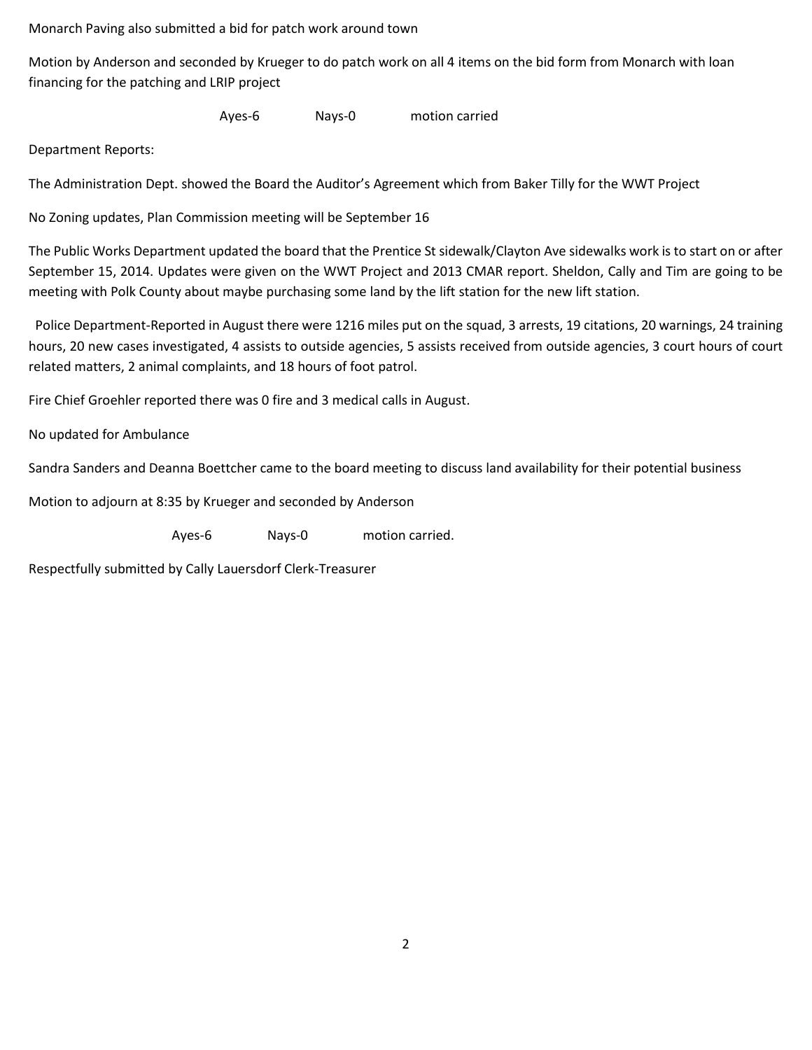Monarch Paving also submitted a bid for patch work around town

Motion by Anderson and seconded by Krueger to do patch work on all 4 items on the bid form from Monarch with loan financing for the patching and LRIP project

Ayes-6 Nays-0 motion carried

Department Reports:

The Administration Dept. showed the Board the Auditor's Agreement which from Baker Tilly for the WWT Project

No Zoning updates, Plan Commission meeting will be September 16

The Public Works Department updated the board that the Prentice St sidewalk/Clayton Ave sidewalks work is to start on or after September 15, 2014. Updates were given on the WWT Project and 2013 CMAR report. Sheldon, Cally and Tim are going to be meeting with Polk County about maybe purchasing some land by the lift station for the new lift station.

Police Department-Reported in August there were 1216 miles put on the squad, 3 arrests, 19 citations, 20 warnings, 24 training hours, 20 new cases investigated, 4 assists to outside agencies, 5 assists received from outside agencies, 3 court hours of court related matters, 2 animal complaints, and 18 hours of foot patrol.

Fire Chief Groehler reported there was 0 fire and 3 medical calls in August.

No updated for Ambulance

Sandra Sanders and Deanna Boettcher came to the board meeting to discuss land availability for their potential business

Motion to adjourn at 8:35 by Krueger and seconded by Anderson

Ayes-6 Nays-0 motion carried.

Respectfully submitted by Cally Lauersdorf Clerk-Treasurer